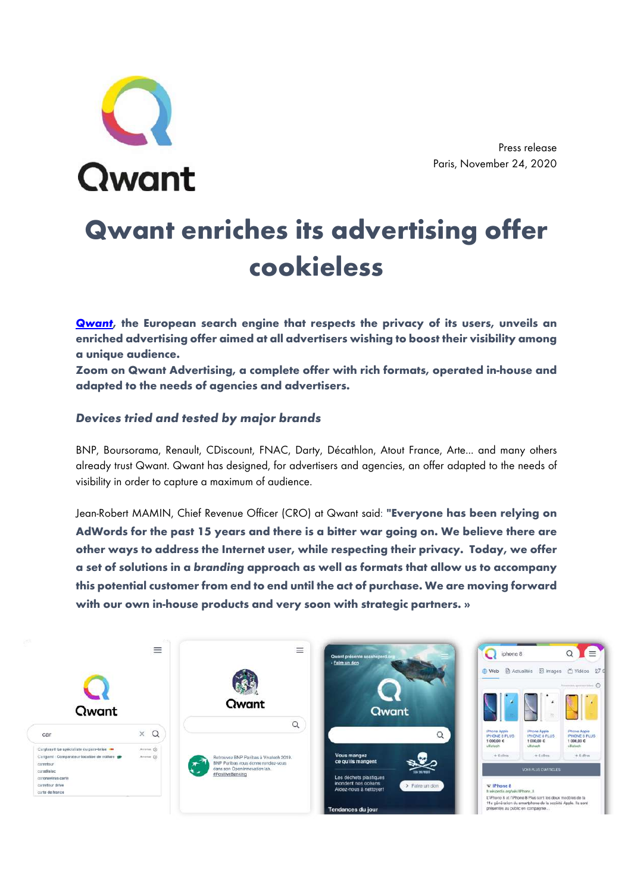Press release
Paris, November 24, 2020

# Qwant enriches its advertising offer cookieless

**[Qwant](#), the European search engine that respects the privacy of its users, unveils an enriched advertising offer aimed at all advertisers wishing to boost their visibility among a unique audience.**
**Zoom on Qwant Advertising, a complete offer with rich formats, operated in-house and adapted to the needs of agencies and advertisers.**

### *Devices tried and tested by major brands*

BNP, Boursorama, Renault, CDiscount, FNAC, Darty, Décathlon, Atout France, Arte... and many others already trust Qwant. Qwant has designed, for advertisers and agencies, an offer adapted to the needs of visibility in order to capture a maximum of audience.

Jean-Robert MAMIN, Chief Revenue Officer (CRO) at Qwant said: **"Everyone has been relying on AdWords for the past 15 years and there is a bitter war going on. We believe there are other ways to address the Internet user, while respecting their privacy. Today, we offer a set of solutions in a *branding* approach as well as formats that allow us to accompany this potential customer from end to end until the act of purchase. We are moving forward with our own in-house products and very soon with strategic partners. »**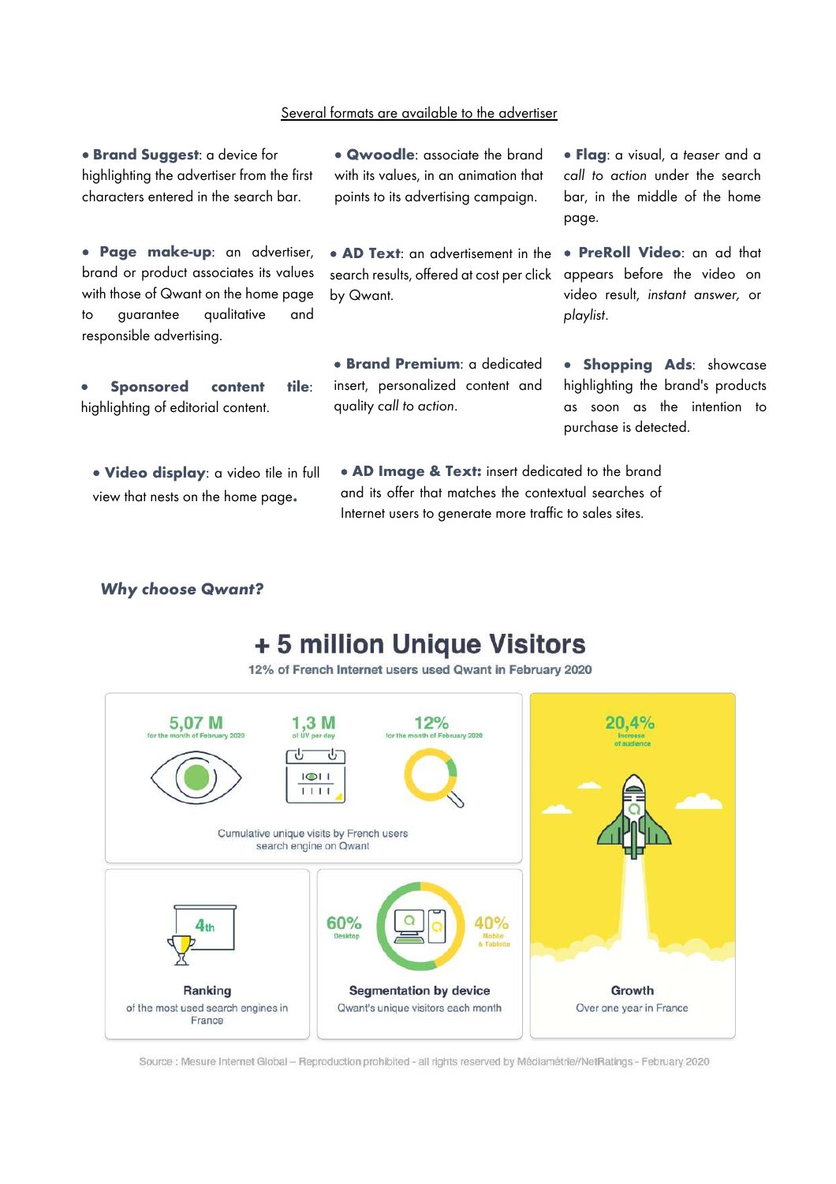Several formats are available to the advertiser

- **Brand Suggest**: a device for highlighting the advertiser from the first characters entered in the search bar.
- **Qwoodle**: associate the brand with its values, in an animation that points to its advertising campaign.
- **Flag**: a visual, a *teaser* and a *call to action* under the search bar, in the middle of the home page.
- **Page make-up**: an advertiser, brand or product associates its values with those of Qwant on the home page to guarantee qualitative and responsible advertising.
- **AD Text**: an advertisement in the search results, offered at cost per click by Qwant.
- **PreRoll Video**: an ad that appears before the video on video result, *instant answer*, or *playlist*.
- **Sponsored content tile**: highlighting of editorial content.
- **Brand Premium**: a dedicated insert, personalized content and quality *call to action*.
- **Shopping Ads**: showcase highlighting the brand's products as soon as the intention to purchase is detected.
- **Video display**: a video tile in full view that nests on the home page.
- **AD Image & Text:** insert dedicated to the brand and its offer that matches the contextual searches of Internet users to generate more traffic to sales sites.

## *Why choose Qwant?*

## + 5 million Unique Visitors

12% of French Internet users used Qwant in February 2020

- **5,07 M** for the month of February 2020
- **1,3 M** of UV per day
- **12%** for the month of February 2020

Cumulative unique visits by French users search engine on Qwant

**20,4%** Increase of audience

**Growth**
Over one year in France

**4th**

**Ranking**
of the most used search engines in France

**60%** Desktop — **40%** Mobile & Tablette

**Segmentation by device**
Qwant's unique visitors each month

Source : Mesure Internet Global – Reproduction prohibited - all rights reserved by Médiamétrie//NetRatings - February 2020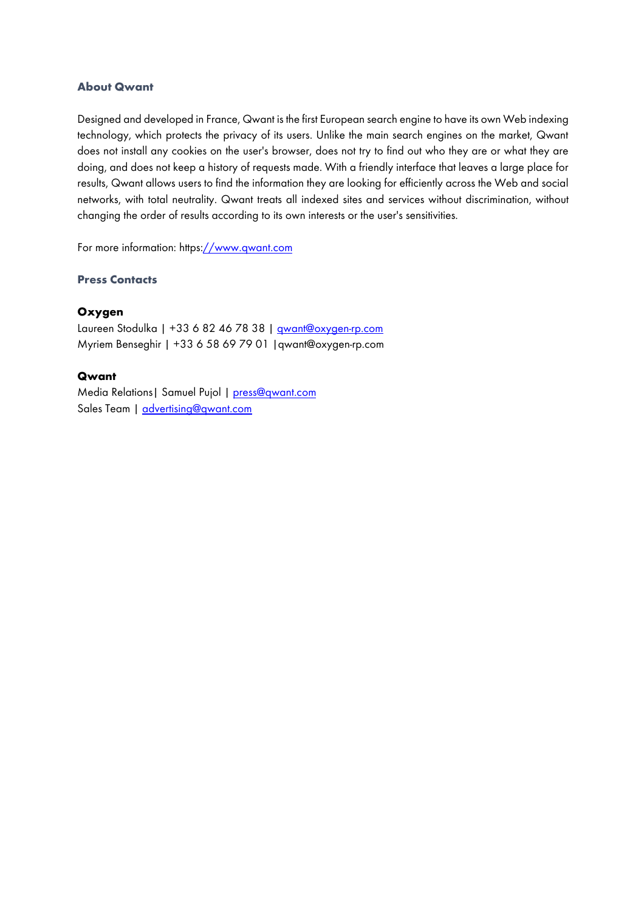## About Qwant

Designed and developed in France, Qwant is the first European search engine to have its own Web indexing technology, which protects the privacy of its users. Unlike the main search engines on the market, Qwant does not install any cookies on the user's browser, does not try to find out who they are or what they are doing, and does not keep a history of requests made. With a friendly interface that leaves a large place for results, Qwant allows users to find the information they are looking for efficiently across the Web and social networks, with total neutrality. Qwant treats all indexed sites and services without discrimination, without changing the order of results according to its own interests or the user's sensitivities.

For more information: https://www.qwant.com

## Press Contacts

**Oxygen**
Laureen Stodulka | +33 6 82 46 78 38 | qwant@oxygen-rp.com
Myriem Benseghir | +33 6 58 69 79 01 |qwant@oxygen-rp.com

**Qwant**
Media Relations| Samuel Pujol | press@qwant.com
Sales Team | advertising@qwant.com